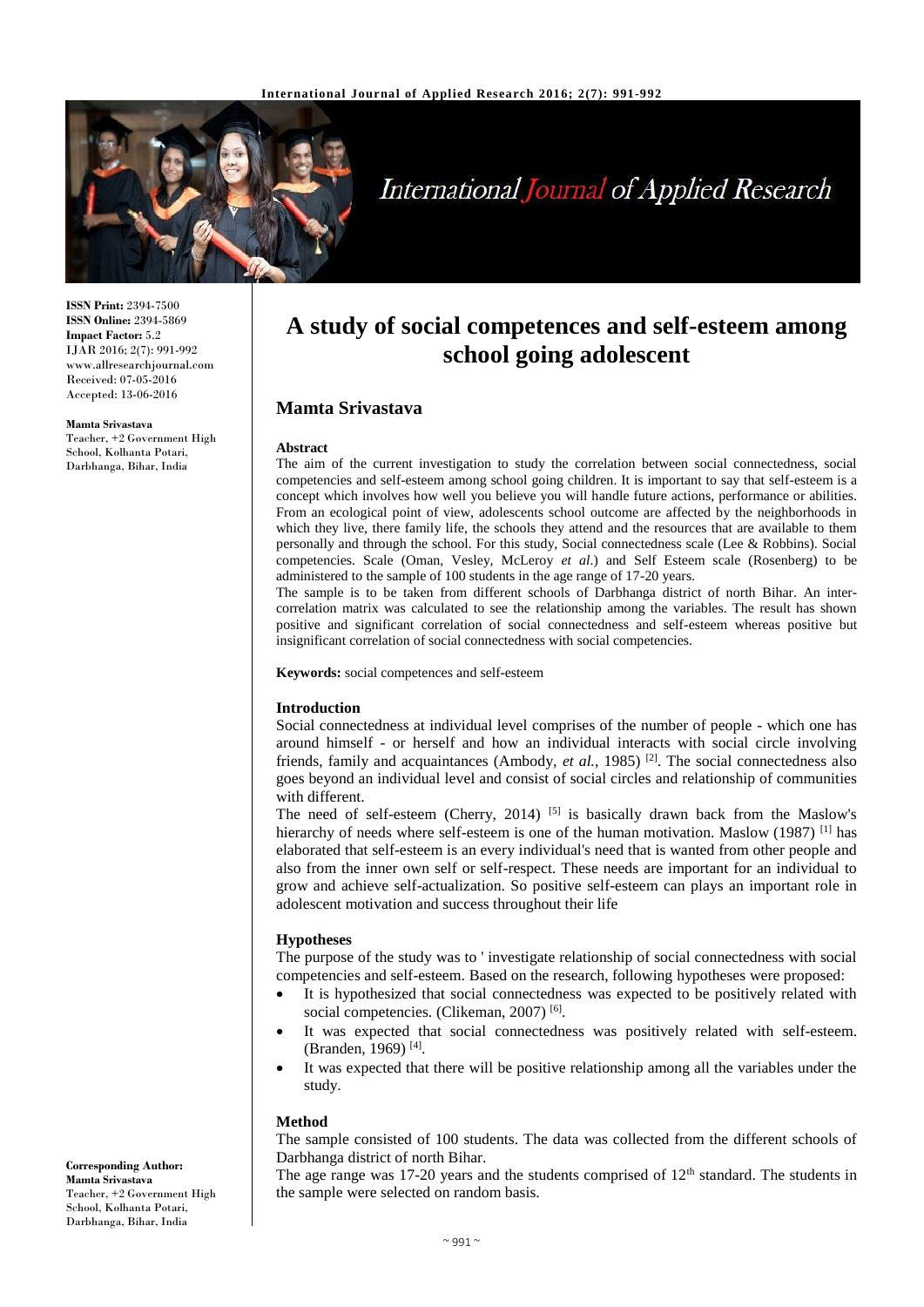# A study of social competences and self-esteem among school going adolescent

## Mamta Srivastava

**ISSN Print:** 2394-7500
**ISSN Online:** 2394-5869
**Impact Factor:** 5.2
IJAR 2016; 2(7): 991-992
www.allresearchjournal.com
Received: 07-05-2016
Accepted: 13-06-2016

**Mamta Srivastava**
Teacher, +2 Government High School, Kolhanta Potari, Darbhanga, Bihar, India

**Corresponding Author:**
**Mamta Srivastava**
Teacher, +2 Government High School, Kolhanta Potari, Darbhanga, Bihar, India

### Abstract

The aim of the current investigation to study the correlation between social connectedness, social competencies and self-esteem among school going children. It is important to say that self-esteem is a concept which involves how well you believe you will handle future actions, performance or abilities. From an ecological point of view, adolescents school outcome are affected by the neighborhoods in which they live, there family life, the schools they attend and the resources that are available to them personally and through the school. For this study, Social connectedness scale (Lee & Robbins). Social competencies. Scale (Oman, Vesley, McLeroy *et al*.) and Self Esteem scale (Rosenberg) to be administered to the sample of 100 students in the age range of 17-20 years.

The sample is to be taken from different schools of Darbhanga district of north Bihar. An inter-correlation matrix was calculated to see the relationship among the variables. The result has shown positive and significant correlation of social connectedness and self-esteem whereas positive but insignificant correlation of social connectedness with social competencies.

**Keywords:** social competences and self-esteem

### Introduction

Social connectedness at individual level comprises of the number of people - which one has around himself - or herself and how an individual interacts with social circle involving friends, family and acquaintances (Ambody, *et al.*, 1985) [2]. The social connectedness also goes beyond an individual level and consist of social circles and relationship of communities with different.

The need of self-esteem (Cherry, 2014) [5] is basically drawn back from the Maslow's hierarchy of needs where self-esteem is one of the human motivation. Maslow (1987) [1] has elaborated that self-esteem is an every individual's need that is wanted from other people and also from the inner own self or self-respect. These needs are important for an individual to grow and achieve self-actualization. So positive self-esteem can plays an important role in adolescent motivation and success throughout their life

### Hypotheses

The purpose of the study was to ' investigate relationship of social connectedness with social competencies and self-esteem. Based on the research, following hypotheses were proposed:

- It is hypothesized that social connectedness was expected to be positively related with social competencies. (Clikeman, 2007) [6].
- It was expected that social connectedness was positively related with self-esteem. (Branden, 1969) [4].
- It was expected that there will be positive relationship among all the variables under the study.

### Method

The sample consisted of 100 students. The data was collected from the different schools of Darbhanga district of north Bihar.

The age range was 17-20 years and the students comprised of 12th standard. The students in the sample were selected on random basis.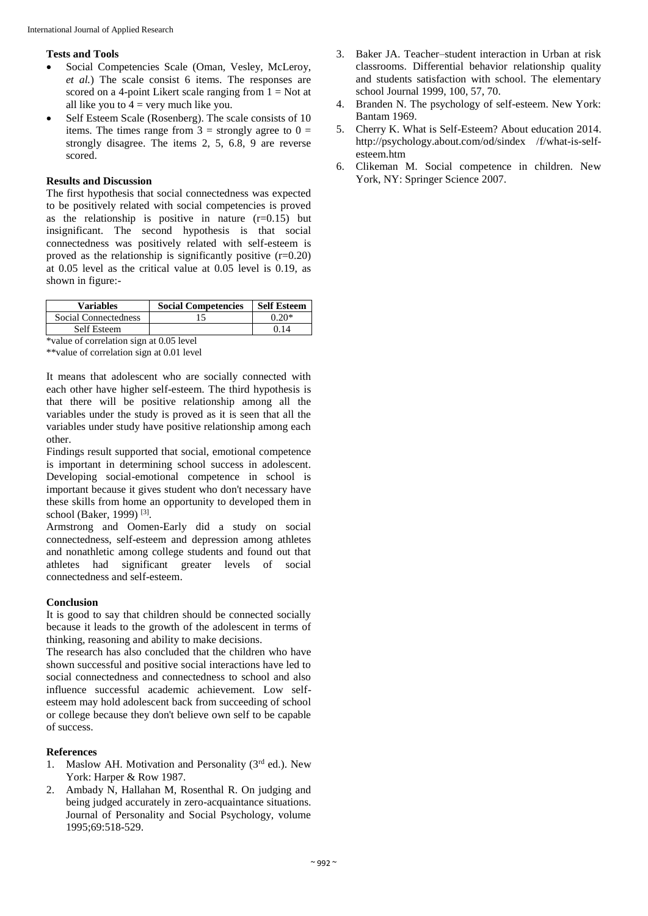### Tests and Tools

- Social Competencies Scale (Oman, Vesley, McLeroy, *et al.*) The scale consist 6 items. The responses are scored on a 4-point Likert scale ranging from 1 = Not at all like you to 4 = very much like you.
- Self Esteem Scale (Rosenberg). The scale consists of 10 items. The times range from 3 = strongly agree to 0 = strongly disagree. The items 2, 5, 6.8, 9 are reverse scored.

### Results and Discussion

The first hypothesis that social connectedness was expected to be positively related with social competencies is proved as the relationship is positive in nature (r=0.15) but insignificant. The second hypothesis is that social connectedness was positively related with self-esteem is proved as the relationship is significantly positive (r=0.20) at 0.05 level as the critical value at 0.05 level is 0.19, as shown in figure:-

| Variables | Social Competencies | Self Esteem |
|---|---|---|
| Social Connectedness | 15 | 0.20* |
| Self Esteem | | 0.14 |

*value of correlation sign at 0.05 level

**value of correlation sign at 0.01 level

It means that adolescent who are socially connected with each other have higher self-esteem. The third hypothesis is that there will be positive relationship among all the variables under the study is proved as it is seen that all the variables under study have positive relationship among each other.

Findings result supported that social, emotional competence is important in determining school success in adolescent. Developing social-emotional competence in school is important because it gives student who don't necessary have these skills from home an opportunity to developed them in school (Baker, 1999) [3].

Armstrong and Oomen-Early did a study on social connectedness, self-esteem and depression among athletes and nonathletic among college students and found out that athletes had significant greater levels of social connectedness and self-esteem.

### Conclusion

It is good to say that children should be connected socially because it leads to the growth of the adolescent in terms of thinking, reasoning and ability to make decisions.

The research has also concluded that the children who have shown successful and positive social interactions have led to social connectedness and connectedness to school and also influence successful academic achievement. Low self-esteem may hold adolescent back from succeeding of school or college because they don't believe own self to be capable of success.

### References

1. Maslow AH. Motivation and Personality (3rd ed.). New York: Harper & Row 1987.
2. Ambady N, Hallahan M, Rosenthal R. On judging and being judged accurately in zero-acquaintance situations. Journal of Personality and Social Psychology, volume 1995;69:518-529.
3. Baker JA. Teacher–student interaction in Urban at risk classrooms. Differential behavior relationship quality and students satisfaction with school. The elementary school Journal 1999, 100, 57, 70.
4. Branden N. The psychology of self-esteem. New York: Bantam 1969.
5. Cherry K. What is Self-Esteem? About education 2014. http://psychology.about.com/od/sindex /f/what-is-self-esteem.htm
6. Clikeman M. Social competence in children. New York, NY: Springer Science 2007.